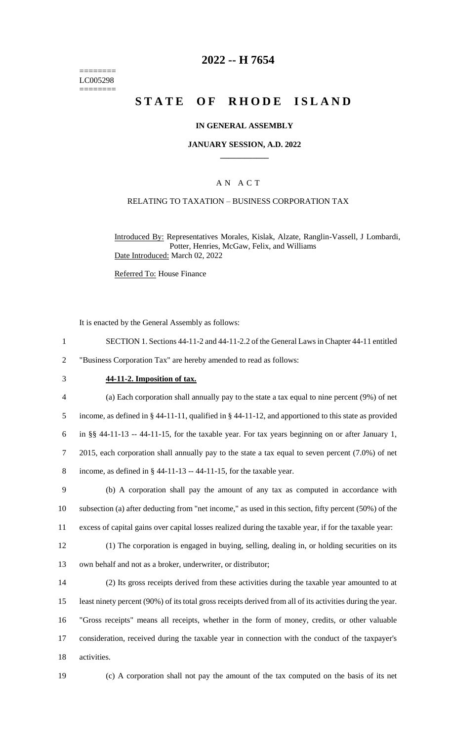========
LC005298
========

# 2022 -- H 7654

# STATE OF RHODE ISLAND

## IN GENERAL ASSEMBLY

### JANUARY SESSION, A.D. 2022

____________

A N A C T

RELATING TO TAXATION – BUSINESS CORPORATION TAX

Introduced By: Representatives Morales, Kislak, Alzate, Ranglin-Vassell, J Lombardi, Potter, Henries, McGaw, Felix, and Williams

Date Introduced: March 02, 2022

Referred To: House Finance

It is enacted by the General Assembly as follows:

SECTION 1. Sections 44-11-2 and 44-11-2.2 of the General Laws in Chapter 44-11 entitled "Business Corporation Tax" are hereby amended to read as follows:

**44-11-2. Imposition of tax.**

(a) Each corporation shall annually pay to the state a tax equal to nine percent (9%) of net income, as defined in § 44-11-11, qualified in § 44-11-12, and apportioned to this state as provided in §§ 44-11-13 -- 44-11-15, for the taxable year. For tax years beginning on or after January 1, 2015, each corporation shall annually pay to the state a tax equal to seven percent (7.0%) of net income, as defined in § 44-11-13 -- 44-11-15, for the taxable year.

(b) A corporation shall pay the amount of any tax as computed in accordance with subsection (a) after deducting from "net income," as used in this section, fifty percent (50%) of the excess of capital gains over capital losses realized during the taxable year, if for the taxable year:

(1) The corporation is engaged in buying, selling, dealing in, or holding securities on its own behalf and not as a broker, underwriter, or distributor;

(2) Its gross receipts derived from these activities during the taxable year amounted to at least ninety percent (90%) of its total gross receipts derived from all of its activities during the year. "Gross receipts" means all receipts, whether in the form of money, credits, or other valuable consideration, received during the taxable year in connection with the conduct of the taxpayer's activities.

(c) A corporation shall not pay the amount of the tax computed on the basis of its net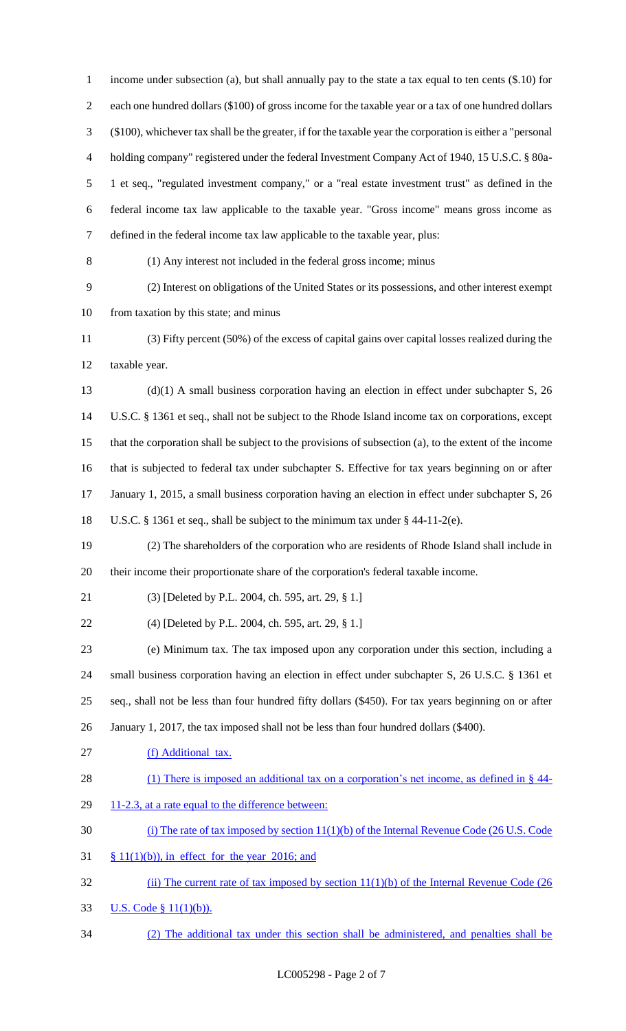income under subsection (a), but shall annually pay to the state a tax equal to ten cents ($.10) for each one hundred dollars ($100) of gross income for the taxable year or a tax of one hundred dollars ($100), whichever tax shall be the greater, if for the taxable year the corporation is either a "personal holding company" registered under the federal Investment Company Act of 1940, 15 U.S.C. § 80a-1 et seq., "regulated investment company," or a "real estate investment trust" as defined in the federal income tax law applicable to the taxable year. "Gross income" means gross income as defined in the federal income tax law applicable to the taxable year, plus:

(1) Any interest not included in the federal gross income; minus

(2) Interest on obligations of the United States or its possessions, and other interest exempt from taxation by this state; and minus

(3) Fifty percent (50%) of the excess of capital gains over capital losses realized during the taxable year.

(d)(1) A small business corporation having an election in effect under subchapter S, 26 U.S.C. § 1361 et seq., shall not be subject to the Rhode Island income tax on corporations, except that the corporation shall be subject to the provisions of subsection (a), to the extent of the income that is subjected to federal tax under subchapter S. Effective for tax years beginning on or after January 1, 2015, a small business corporation having an election in effect under subchapter S, 26 U.S.C. § 1361 et seq., shall be subject to the minimum tax under § 44-11-2(e).

(2) The shareholders of the corporation who are residents of Rhode Island shall include in their income their proportionate share of the corporation's federal taxable income.

(3) [Deleted by P.L. 2004, ch. 595, art. 29, § 1.]

(4) [Deleted by P.L. 2004, ch. 595, art. 29, § 1.]

(e) Minimum tax. The tax imposed upon any corporation under this section, including a small business corporation having an election in effect under subchapter S, 26 U.S.C. § 1361 et seq., shall not be less than four hundred fifty dollars ($450). For tax years beginning on or after January 1, 2017, the tax imposed shall not be less than four hundred dollars ($400).

(f) Additional tax.

(1) There is imposed an additional tax on a corporation's net income, as defined in § 44-11-2.3, at a rate equal to the difference between:

(i) The rate of tax imposed by section 11(1)(b) of the Internal Revenue Code (26 U.S. Code § 11(1)(b)), in effect for the year 2016; and

(ii) The current rate of tax imposed by section 11(1)(b) of the Internal Revenue Code (26 U.S. Code § 11(1)(b)).

(2) The additional tax under this section shall be administered, and penalties shall be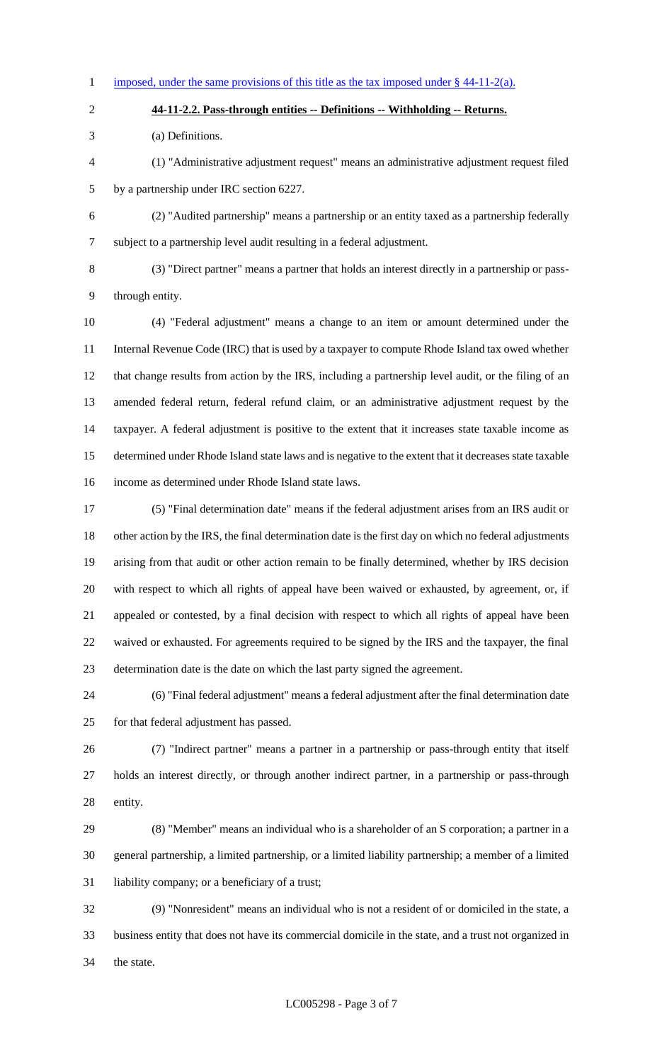imposed, under the same provisions of this title as the tax imposed under § 44-11-2(a).

**44-11-2.2. Pass-through entities -- Definitions -- Withholding -- Returns.**

(a) Definitions.

(1) "Administrative adjustment request" means an administrative adjustment request filed by a partnership under IRC section 6227.

(2) "Audited partnership" means a partnership or an entity taxed as a partnership federally subject to a partnership level audit resulting in a federal adjustment.

(3) "Direct partner" means a partner that holds an interest directly in a partnership or pass-through entity.

(4) "Federal adjustment" means a change to an item or amount determined under the Internal Revenue Code (IRC) that is used by a taxpayer to compute Rhode Island tax owed whether that change results from action by the IRS, including a partnership level audit, or the filing of an amended federal return, federal refund claim, or an administrative adjustment request by the taxpayer. A federal adjustment is positive to the extent that it increases state taxable income as determined under Rhode Island state laws and is negative to the extent that it decreases state taxable income as determined under Rhode Island state laws.

(5) "Final determination date" means if the federal adjustment arises from an IRS audit or other action by the IRS, the final determination date is the first day on which no federal adjustments arising from that audit or other action remain to be finally determined, whether by IRS decision with respect to which all rights of appeal have been waived or exhausted, by agreement, or, if appealed or contested, by a final decision with respect to which all rights of appeal have been waived or exhausted. For agreements required to be signed by the IRS and the taxpayer, the final determination date is the date on which the last party signed the agreement.

(6) "Final federal adjustment" means a federal adjustment after the final determination date for that federal adjustment has passed.

(7) "Indirect partner" means a partner in a partnership or pass-through entity that itself holds an interest directly, or through another indirect partner, in a partnership or pass-through entity.

(8) "Member" means an individual who is a shareholder of an S corporation; a partner in a general partnership, a limited partnership, or a limited liability partnership; a member of a limited liability company; or a beneficiary of a trust;

(9) "Nonresident" means an individual who is not a resident of or domiciled in the state, a business entity that does not have its commercial domicile in the state, and a trust not organized in the state.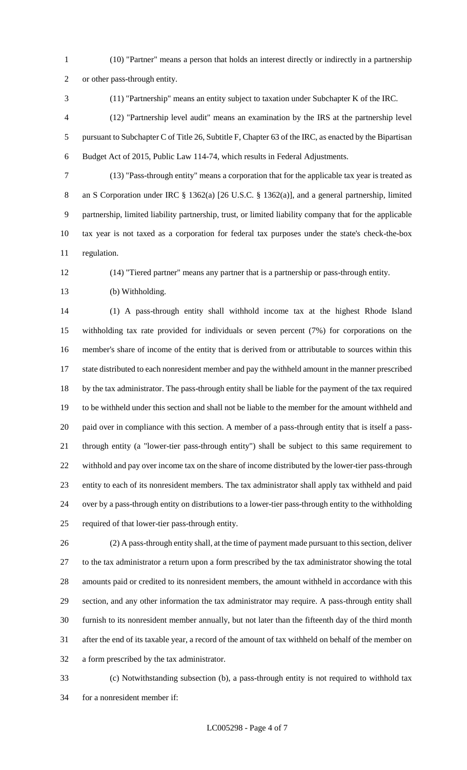(10) "Partner" means a person that holds an interest directly or indirectly in a partnership or other pass-through entity.

(11) "Partnership" means an entity subject to taxation under Subchapter K of the IRC.

(12) "Partnership level audit" means an examination by the IRS at the partnership level pursuant to Subchapter C of Title 26, Subtitle F, Chapter 63 of the IRC, as enacted by the Bipartisan Budget Act of 2015, Public Law 114-74, which results in Federal Adjustments.

(13) "Pass-through entity" means a corporation that for the applicable tax year is treated as an S Corporation under IRC § 1362(a) [26 U.S.C. § 1362(a)], and a general partnership, limited partnership, limited liability partnership, trust, or limited liability company that for the applicable tax year is not taxed as a corporation for federal tax purposes under the state's check-the-box regulation.

(14) "Tiered partner" means any partner that is a partnership or pass-through entity.

(b) Withholding.

(1) A pass-through entity shall withhold income tax at the highest Rhode Island withholding tax rate provided for individuals or seven percent (7%) for corporations on the member's share of income of the entity that is derived from or attributable to sources within this state distributed to each nonresident member and pay the withheld amount in the manner prescribed by the tax administrator. The pass-through entity shall be liable for the payment of the tax required to be withheld under this section and shall not be liable to the member for the amount withheld and paid over in compliance with this section. A member of a pass-through entity that is itself a pass-through entity (a "lower-tier pass-through entity") shall be subject to this same requirement to withhold and pay over income tax on the share of income distributed by the lower-tier pass-through entity to each of its nonresident members. The tax administrator shall apply tax withheld and paid over by a pass-through entity on distributions to a lower-tier pass-through entity to the withholding required of that lower-tier pass-through entity.

(2) A pass-through entity shall, at the time of payment made pursuant to this section, deliver to the tax administrator a return upon a form prescribed by the tax administrator showing the total amounts paid or credited to its nonresident members, the amount withheld in accordance with this section, and any other information the tax administrator may require. A pass-through entity shall furnish to its nonresident member annually, but not later than the fifteenth day of the third month after the end of its taxable year, a record of the amount of tax withheld on behalf of the member on a form prescribed by the tax administrator.

(c) Notwithstanding subsection (b), a pass-through entity is not required to withhold tax for a nonresident member if: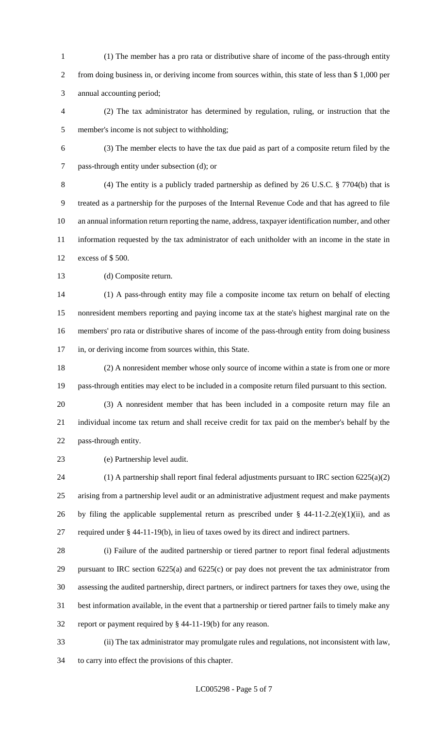(1) The member has a pro rata or distributive share of income of the pass-through entity from doing business in, or deriving income from sources within, this state of less than $ 1,000 per annual accounting period;

(2) The tax administrator has determined by regulation, ruling, or instruction that the member's income is not subject to withholding;

(3) The member elects to have the tax due paid as part of a composite return filed by the pass-through entity under subsection (d); or

(4) The entity is a publicly traded partnership as defined by 26 U.S.C. § 7704(b) that is treated as a partnership for the purposes of the Internal Revenue Code and that has agreed to file an annual information return reporting the name, address, taxpayer identification number, and other information requested by the tax administrator of each unitholder with an income in the state in excess of $ 500.

(d) Composite return.

(1) A pass-through entity may file a composite income tax return on behalf of electing nonresident members reporting and paying income tax at the state's highest marginal rate on the members' pro rata or distributive shares of income of the pass-through entity from doing business in, or deriving income from sources within, this State.

(2) A nonresident member whose only source of income within a state is from one or more pass-through entities may elect to be included in a composite return filed pursuant to this section.

(3) A nonresident member that has been included in a composite return may file an individual income tax return and shall receive credit for tax paid on the member's behalf by the pass-through entity.

(e) Partnership level audit.

(1) A partnership shall report final federal adjustments pursuant to IRC section 6225(a)(2) arising from a partnership level audit or an administrative adjustment request and make payments by filing the applicable supplemental return as prescribed under § 44-11-2.2(e)(1)(ii), and as required under § 44-11-19(b), in lieu of taxes owed by its direct and indirect partners.

(i) Failure of the audited partnership or tiered partner to report final federal adjustments pursuant to IRC section 6225(a) and 6225(c) or pay does not prevent the tax administrator from assessing the audited partnership, direct partners, or indirect partners for taxes they owe, using the best information available, in the event that a partnership or tiered partner fails to timely make any report or payment required by § 44-11-19(b) for any reason.

(ii) The tax administrator may promulgate rules and regulations, not inconsistent with law, to carry into effect the provisions of this chapter.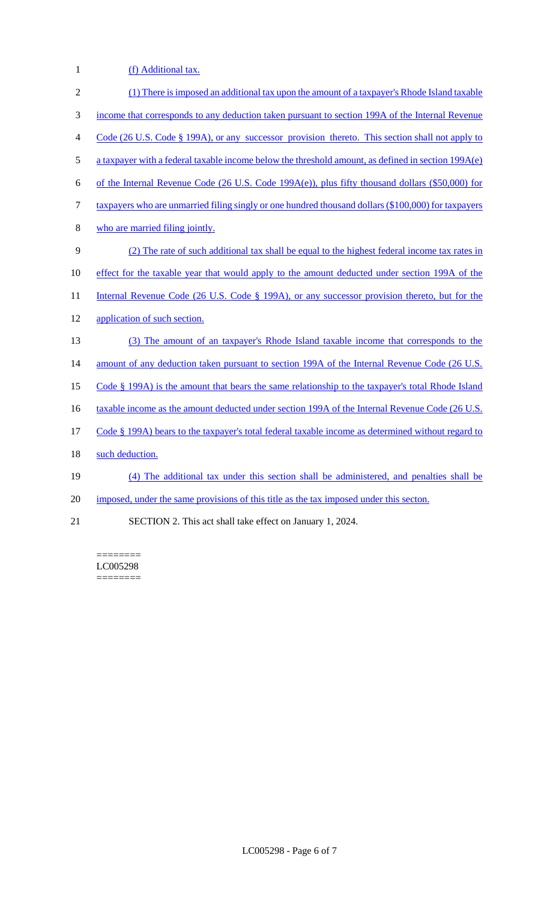(f) Additional tax.

(1) There is imposed an additional tax upon the amount of a taxpayer's Rhode Island taxable income that corresponds to any deduction taken pursuant to section 199A of the Internal Revenue Code (26 U.S. Code § 199A), or any successor provision thereto. This section shall not apply to a taxpayer with a federal taxable income below the threshold amount, as defined in section 199A(e) of the Internal Revenue Code (26 U.S. Code 199A(e)), plus fifty thousand dollars ($50,000) for taxpayers who are unmarried filing singly or one hundred thousand dollars ($100,000) for taxpayers who are married filing jointly.

(2) The rate of such additional tax shall be equal to the highest federal income tax rates in effect for the taxable year that would apply to the amount deducted under section 199A of the Internal Revenue Code (26 U.S. Code § 199A), or any successor provision thereto, but for the application of such section.

(3) The amount of an taxpayer's Rhode Island taxable income that corresponds to the amount of any deduction taken pursuant to section 199A of the Internal Revenue Code (26 U.S. Code § 199A) is the amount that bears the same relationship to the taxpayer's total Rhode Island taxable income as the amount deducted under section 199A of the Internal Revenue Code (26 U.S. Code § 199A) bears to the taxpayer's total federal taxable income as determined without regard to such deduction.

(4) The additional tax under this section shall be administered, and penalties shall be imposed, under the same provisions of this title as the tax imposed under this secton.

SECTION 2. This act shall take effect on January 1, 2024.

========
LC005298
========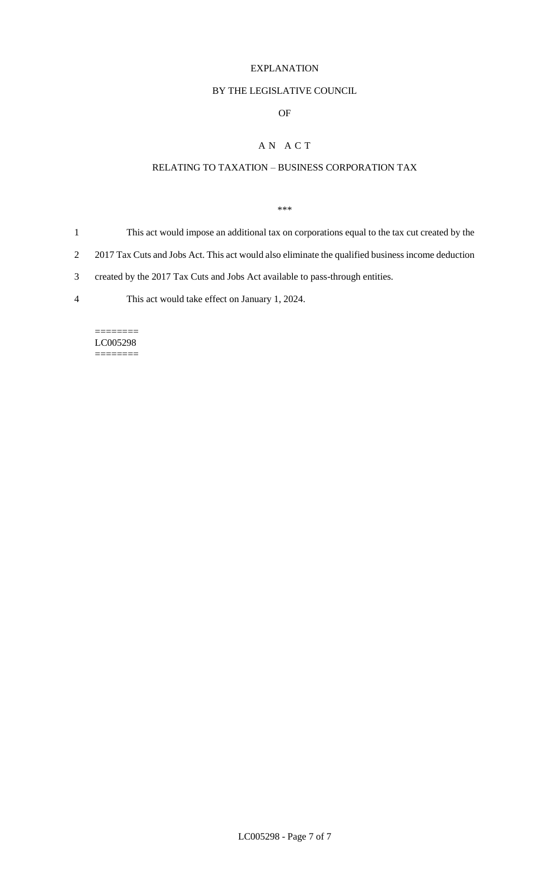EXPLANATION

BY THE LEGISLATIVE COUNCIL

OF

A N A C T

RELATING TO TAXATION – BUSINESS CORPORATION TAX

\*\*\*

This act would impose an additional tax on corporations equal to the tax cut created by the 2017 Tax Cuts and Jobs Act. This act would also eliminate the qualified business income deduction created by the 2017 Tax Cuts and Jobs Act available to pass-through entities.

This act would take effect on January 1, 2024.

========
LC005298
========